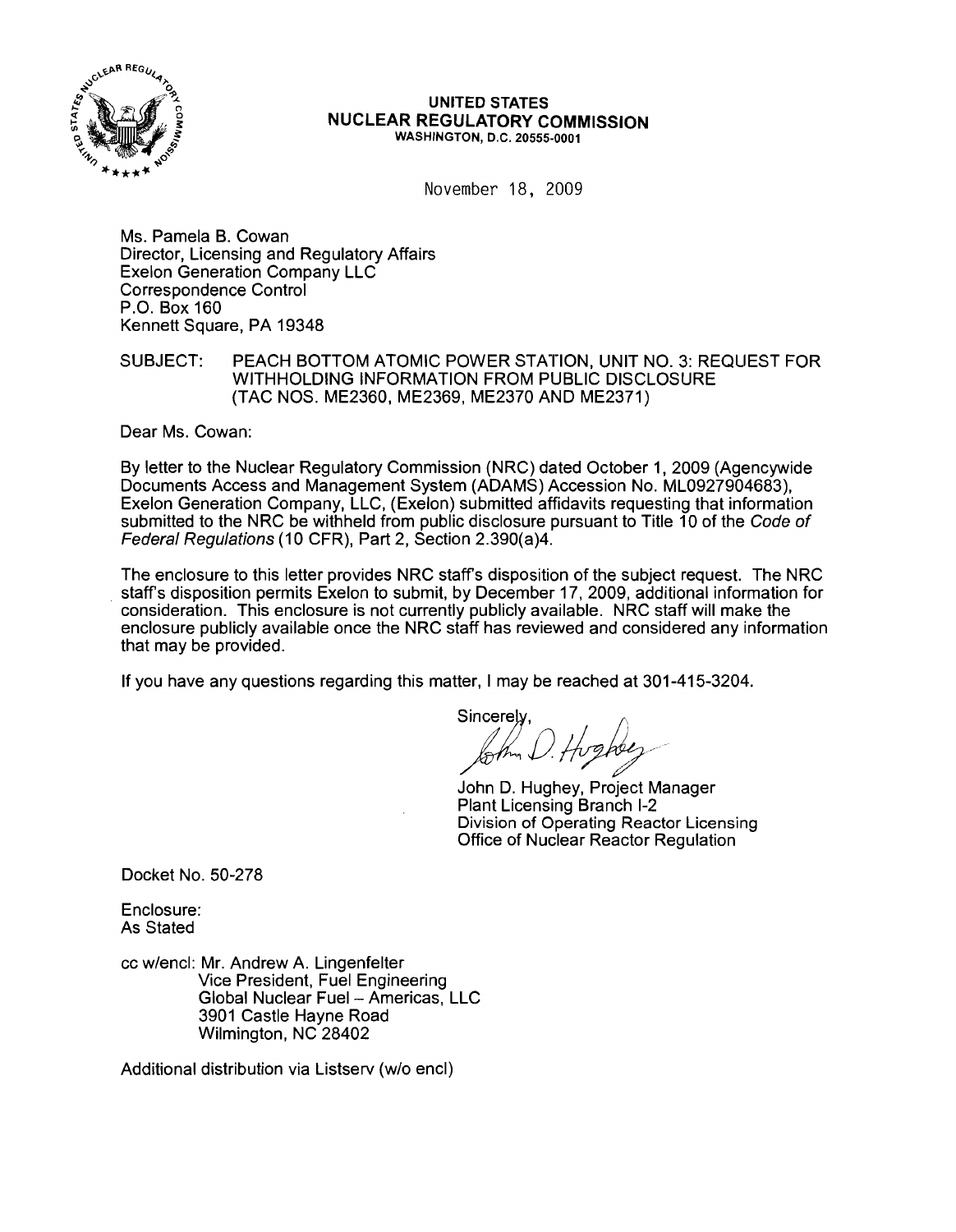**UNITED STATES**
**NUCLEAR REGULATORY COMMISSION**
WASHINGTON, D.C. 20555-0001

November 18, 2009

Ms. Pamela B. Cowan
Director, Licensing and Regulatory Affairs
Exelon Generation Company LLC
Correspondence Control
P.O. Box 160
Kennett Square, PA 19348

SUBJECT: PEACH BOTTOM ATOMIC POWER STATION, UNIT NO. 3: REQUEST FOR WITHHOLDING INFORMATION FROM PUBLIC DISCLOSURE (TAC NOS. ME2360, ME2369, ME2370 AND ME2371)

Dear Ms. Cowan:

By letter to the Nuclear Regulatory Commission (NRC) dated October 1, 2009 (Agencywide Documents Access and Management System (ADAMS) Accession No. ML0927904683), Exelon Generation Company, LLC, (Exelon) submitted affidavits requesting that information submitted to the NRC be withheld from public disclosure pursuant to Title 10 of the *Code of Federal Regulations* (10 CFR), Part 2, Section 2.390(a)4.

The enclosure to this letter provides NRC staff's disposition of the subject request. The NRC staff's disposition permits Exelon to submit, by December 17, 2009, additional information for consideration. This enclosure is not currently publicly available. NRC staff will make the enclosure publicly available once the NRC staff has reviewed and considered any information that may be provided.

If you have any questions regarding this matter, I may be reached at 301-415-3204.

Sincerely,

John D. Hughey, Project Manager
Plant Licensing Branch I-2
Division of Operating Reactor Licensing
Office of Nuclear Reactor Regulation

Docket No. 50-278

Enclosure:
As Stated

cc w/encl: Mr. Andrew A. Lingenfelter
Vice President, Fuel Engineering
Global Nuclear Fuel – Americas, LLC
3901 Castle Hayne Road
Wilmington, NC 28402

Additional distribution via Listserv (w/o encl)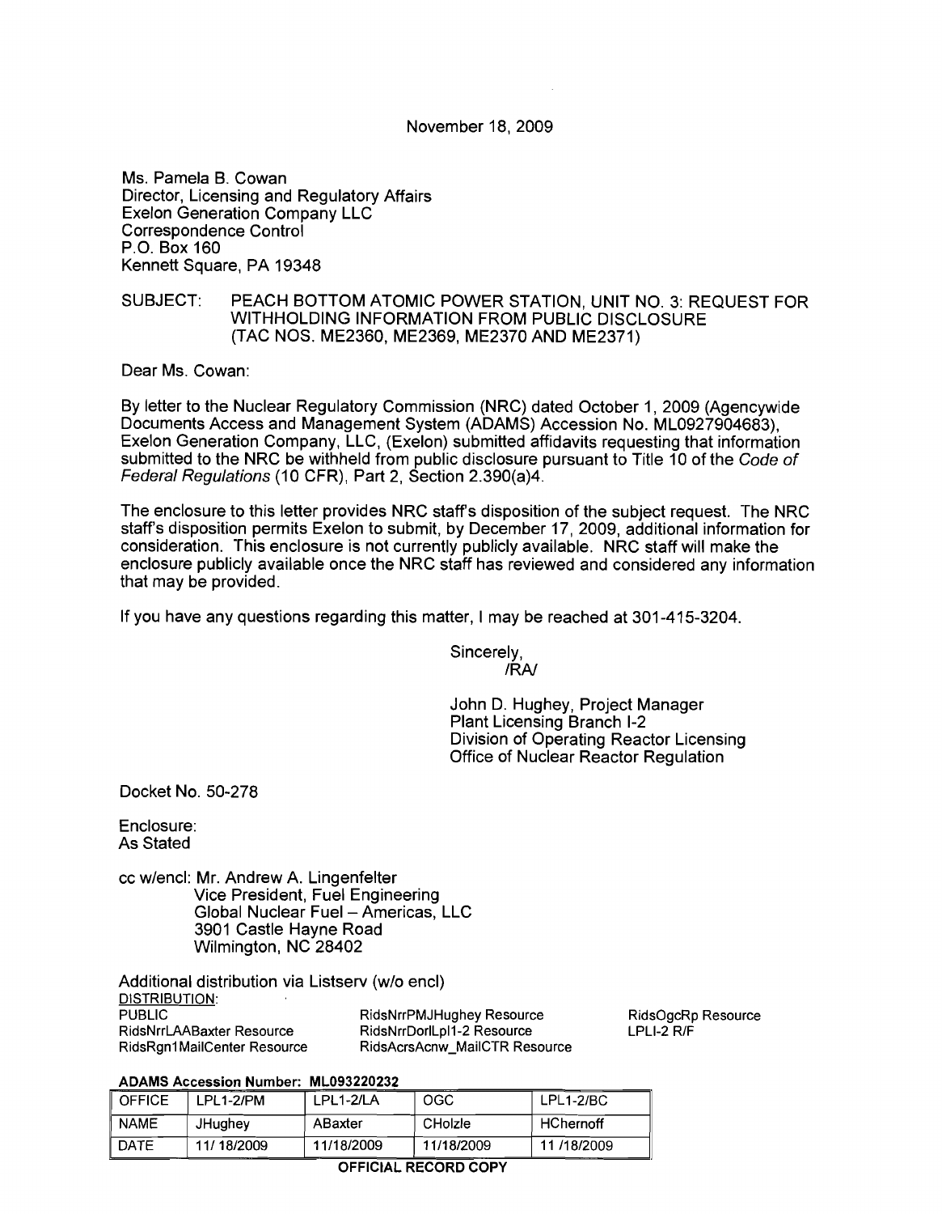November 18, 2009

Ms. Pamela B. Cowan
Director, Licensing and Regulatory Affairs
Exelon Generation Company LLC
Correspondence Control
P.O. Box 160
Kennett Square, PA 19348

SUBJECT: PEACH BOTTOM ATOMIC POWER STATION, UNIT NO. 3: REQUEST FOR WITHHOLDING INFORMATION FROM PUBLIC DISCLOSURE (TAC NOS. ME2360, ME2369, ME2370 AND ME2371)

Dear Ms. Cowan:

By letter to the Nuclear Regulatory Commission (NRC) dated October 1, 2009 (Agencywide Documents Access and Management System (ADAMS) Accession No. ML0927904683), Exelon Generation Company, LLC, (Exelon) submitted affidavits requesting that information submitted to the NRC be withheld from public disclosure pursuant to Title 10 of the *Code of Federal Regulations* (10 CFR), Part 2, Section 2.390(a)4.

The enclosure to this letter provides NRC staff's disposition of the subject request. The NRC staff's disposition permits Exelon to submit, by December 17, 2009, additional information for consideration. This enclosure is not currently publicly available. NRC staff will make the enclosure publicly available once the NRC staff has reviewed and considered any information that may be provided.

If you have any questions regarding this matter, I may be reached at 301-415-3204.

Sincerely,
/RA/

John D. Hughey, Project Manager
Plant Licensing Branch I-2
Division of Operating Reactor Licensing
Office of Nuclear Reactor Regulation

Docket No. 50-278

Enclosure:
As Stated

cc w/encl: Mr. Andrew A. Lingenfelter
Vice President, Fuel Engineering
Global Nuclear Fuel – Americas, LLC
3901 Castle Hayne Road
Wilmington, NC 28402

Additional distribution via Listserv (w/o encl)

DISTRIBUTION:
PUBLIC
RidsNrrLAABaxter Resource
RidsRgn1MailCenter Resource
RidsNrrPMJHughey Resource
RidsNrrDorlLpl1-2 Resource
RidsAcrsAcnw_MailCTR Resource
RidsOgcRp Resource
LPLI-2 R/F

**ADAMS Accession Number: ML093220232**

| OFFICE | LPL1-2/PM | LPL1-2/LA | OGC | LPL1-2/BC |
|---|---|---|---|---|
| NAME | JHughey | ABaxter | CHolzle | HChernoff |
| DATE | 11/ 18/2009 | 11/18/2009 | 11/18/2009 | 11 /18/2009 |

**OFFICIAL RECORD COPY**